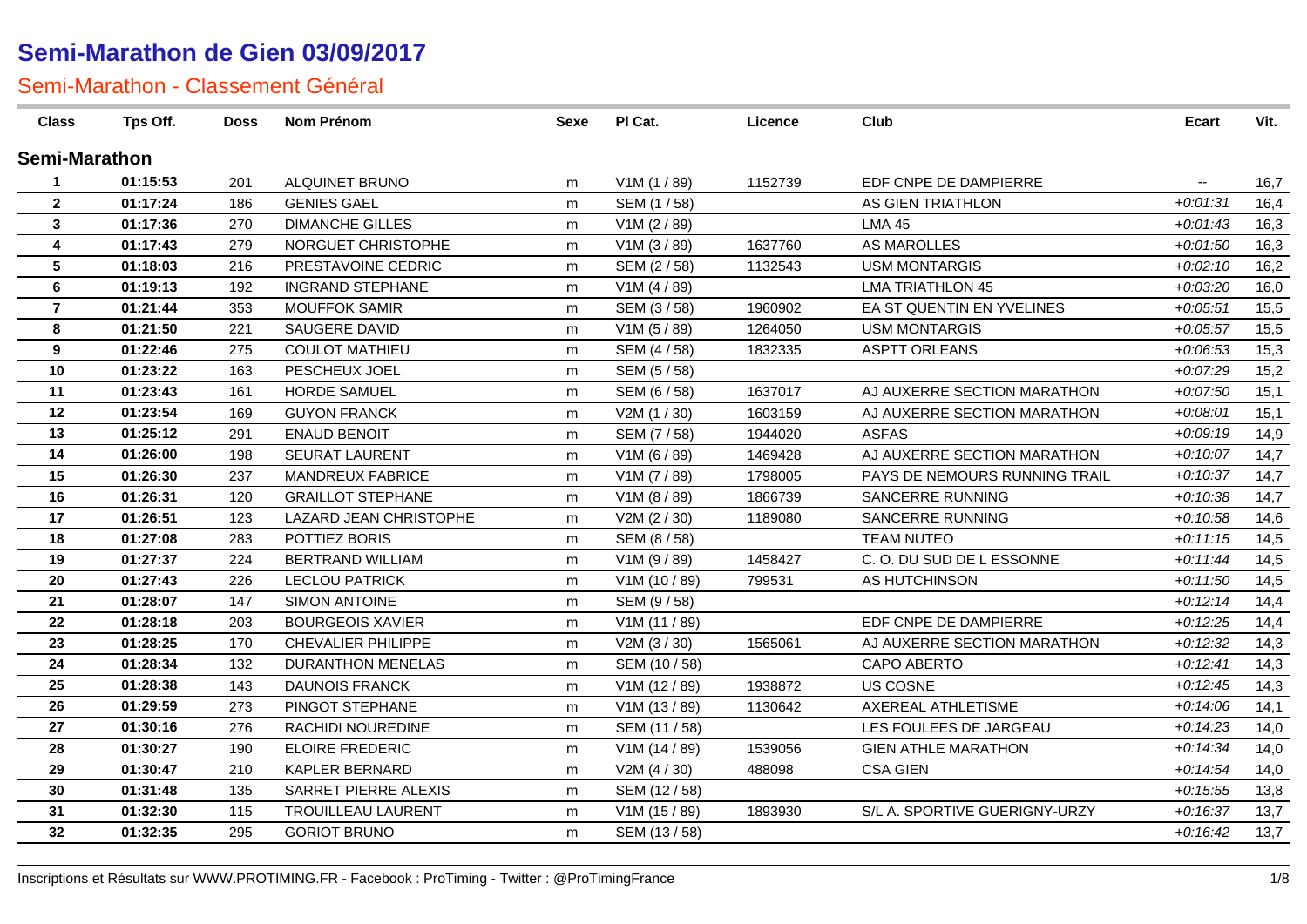# Semi-Marathon de Gien 03/09/2017

## Semi-Marathon - Classement Général

| Class | Tps Off. | Doss | Nom Prénom | Sexe | Pl Cat. | Licence | Club | Ecart | Vit. |
|---|---|---|---|---|---|---|---|---|---|
| **Semi-Marathon** | | | | | | | | | |
| 1 | 01:15:53 | 201 | ALQUINET BRUNO | m | V1M (1 / 89) | 1152739 | EDF CNPE DE DAMPIERRE | -- | 16,7 |
| 2 | 01:17:24 | 186 | GENIES GAEL | m | SEM (1 / 58) | | AS GIEN TRIATHLON | +0:01:31 | 16,4 |
| 3 | 01:17:36 | 270 | DIMANCHE GILLES | m | V1M (2 / 89) | | LMA 45 | +0:01:43 | 16,3 |
| 4 | 01:17:43 | 279 | NORGUET CHRISTOPHE | m | V1M (3 / 89) | 1637760 | AS MAROLLES | +0:01:50 | 16,3 |
| 5 | 01:18:03 | 216 | PRESTAVOINE CEDRIC | m | SEM (2 / 58) | 1132543 | USM MONTARGIS | +0:02:10 | 16,2 |
| 6 | 01:19:13 | 192 | INGRAND STEPHANE | m | V1M (4 / 89) | | LMA TRIATHLON 45 | +0:03:20 | 16,0 |
| 7 | 01:21:44 | 353 | MOUFFOK SAMIR | m | SEM (3 / 58) | 1960902 | EA ST QUENTIN EN YVELINES | +0:05:51 | 15,5 |
| 8 | 01:21:50 | 221 | SAUGERE DAVID | m | V1M (5 / 89) | 1264050 | USM MONTARGIS | +0:05:57 | 15,5 |
| 9 | 01:22:46 | 275 | COULOT MATHIEU | m | SEM (4 / 58) | 1832335 | ASPTT ORLEANS | +0:06:53 | 15,3 |
| 10 | 01:23:22 | 163 | PESCHEUX JOEL | m | SEM (5 / 58) | | | +0:07:29 | 15,2 |
| 11 | 01:23:43 | 161 | HORDE SAMUEL | m | SEM (6 / 58) | 1637017 | AJ AUXERRE SECTION MARATHON | +0:07:50 | 15,1 |
| 12 | 01:23:54 | 169 | GUYON FRANCK | m | V2M (1 / 30) | 1603159 | AJ AUXERRE SECTION MARATHON | +0:08:01 | 15,1 |
| 13 | 01:25:12 | 291 | ENAUD BENOIT | m | SEM (7 / 58) | 1944020 | ASFAS | +0:09:19 | 14,9 |
| 14 | 01:26:00 | 198 | SEURAT LAURENT | m | V1M (6 / 89) | 1469428 | AJ AUXERRE SECTION MARATHON | +0:10:07 | 14,7 |
| 15 | 01:26:30 | 237 | MANDREUX FABRICE | m | V1M (7 / 89) | 1798005 | PAYS DE NEMOURS RUNNING TRAIL | +0:10:37 | 14,7 |
| 16 | 01:26:31 | 120 | GRAILLOT STEPHANE | m | V1M (8 / 89) | 1866739 | SANCERRE RUNNING | +0:10:38 | 14,7 |
| 17 | 01:26:51 | 123 | LAZARD JEAN CHRISTOPHE | m | V2M (2 / 30) | 1189080 | SANCERRE RUNNING | +0:10:58 | 14,6 |
| 18 | 01:27:08 | 283 | POTTIEZ BORIS | m | SEM (8 / 58) | | TEAM NUTEO | +0:11:15 | 14,5 |
| 19 | 01:27:37 | 224 | BERTRAND WILLIAM | m | V1M (9 / 89) | 1458427 | C. O. DU SUD DE L ESSONNE | +0:11:44 | 14,5 |
| 20 | 01:27:43 | 226 | LECLOU PATRICK | m | V1M (10 / 89) | 799531 | AS HUTCHINSON | +0:11:50 | 14,5 |
| 21 | 01:28:07 | 147 | SIMON ANTOINE | m | SEM (9 / 58) | | | +0:12:14 | 14,4 |
| 22 | 01:28:18 | 203 | BOURGEOIS XAVIER | m | V1M (11 / 89) | | EDF CNPE DE DAMPIERRE | +0:12:25 | 14,4 |
| 23 | 01:28:25 | 170 | CHEVALIER PHILIPPE | m | V2M (3 / 30) | 1565061 | AJ AUXERRE SECTION MARATHON | +0:12:32 | 14,3 |
| 24 | 01:28:34 | 132 | DURANTHON MENELAS | m | SEM (10 / 58) | | CAPO ABERTO | +0:12:41 | 14,3 |
| 25 | 01:28:38 | 143 | DAUNOIS FRANCK | m | V1M (12 / 89) | 1938872 | US COSNE | +0:12:45 | 14,3 |
| 26 | 01:29:59 | 273 | PINGOT STEPHANE | m | V1M (13 / 89) | 1130642 | AXEREAL ATHLETISME | +0:14:06 | 14,1 |
| 27 | 01:30:16 | 276 | RACHIDI NOUREDINE | m | SEM (11 / 58) | | LES FOULEES DE JARGEAU | +0:14:23 | 14,0 |
| 28 | 01:30:27 | 190 | ELOIRE FREDERIC | m | V1M (14 / 89) | 1539056 | GIEN ATHLE MARATHON | +0:14:34 | 14,0 |
| 29 | 01:30:47 | 210 | KAPLER BERNARD | m | V2M (4 / 30) | 488098 | CSA GIEN | +0:14:54 | 14,0 |
| 30 | 01:31:48 | 135 | SARRET PIERRE ALEXIS | m | SEM (12 / 58) | | | +0:15:55 | 13,8 |
| 31 | 01:32:30 | 115 | TROUILLEAU LAURENT | m | V1M (15 / 89) | 1893930 | S/L A. SPORTIVE GUERIGNY-URZY | +0:16:37 | 13,7 |
| 32 | 01:32:35 | 295 | GORIOT BRUNO | m | SEM (13 / 58) | | | +0:16:42 | 13,7 |

Inscriptions et Résultats sur WWW.PROTIMING.FR - Facebook : ProTiming - Twitter : @ProTimingFrance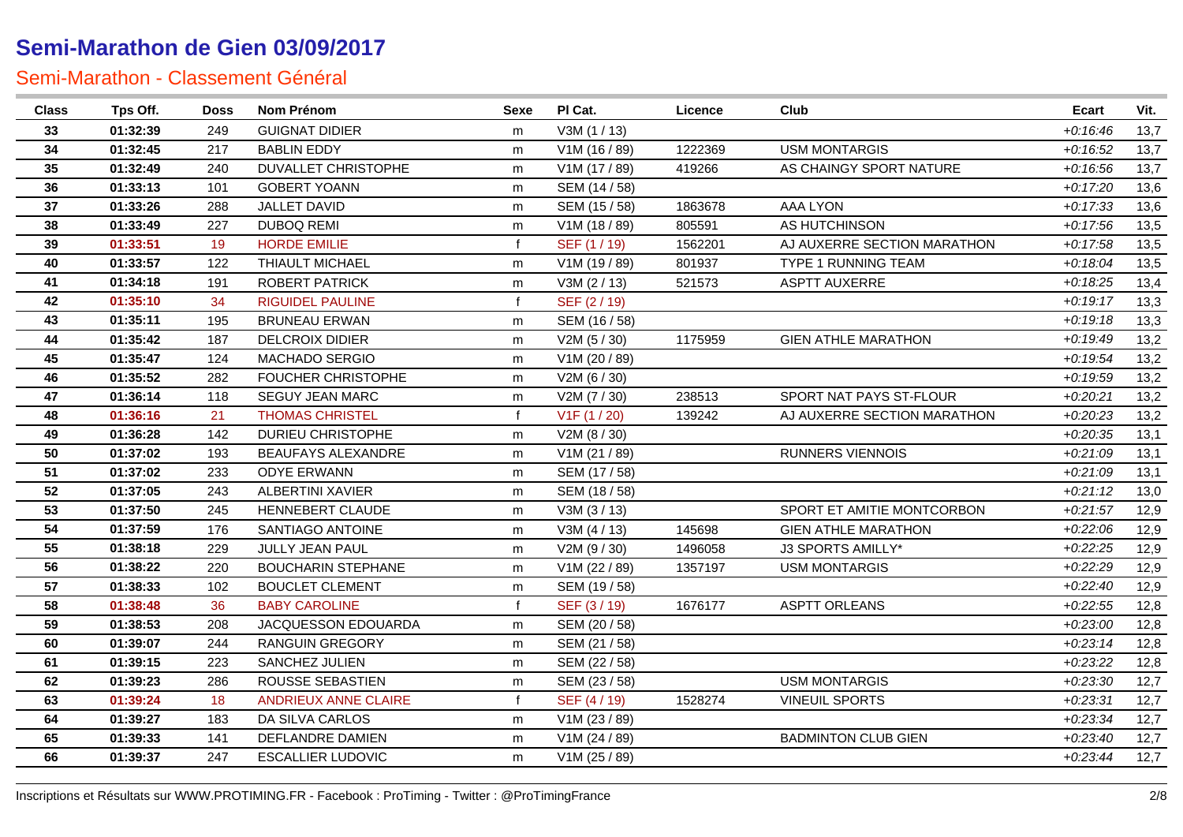# Semi-Marathon de Gien 03/09/2017

## Semi-Marathon - Classement Général

| Class | Tps Off. | Doss | Nom Prénom | Sexe | Pl Cat. | Licence | Club | Ecart | Vit. |
|---|---|---|---|---|---|---|---|---|---|
| 33 | 01:32:39 | 249 | GUIGNAT DIDIER | m | V3M (1 / 13) | | | +0:16:46 | 13,7 |
| 34 | 01:32:45 | 217 | BABLIN EDDY | m | V1M (16 / 89) | 1222369 | USM MONTARGIS | +0:16:52 | 13,7 |
| 35 | 01:32:49 | 240 | DUVALLET CHRISTOPHE | m | V1M (17 / 89) | 419266 | AS CHAINGY SPORT NATURE | +0:16:56 | 13,7 |
| 36 | 01:33:13 | 101 | GOBERT YOANN | m | SEM (14 / 58) | | | +0:17:20 | 13,6 |
| 37 | 01:33:26 | 288 | JALLET DAVID | m | SEM (15 / 58) | 1863678 | AAA LYON | +0:17:33 | 13,6 |
| 38 | 01:33:49 | 227 | DUBOQ REMI | m | V1M (18 / 89) | 805591 | AS HUTCHINSON | +0:17:56 | 13,5 |
| 39 | 01:33:51 | 19 | HORDE EMILIE | f | SEF (1 / 19) | 1562201 | AJ AUXERRE SECTION MARATHON | +0:17:58 | 13,5 |
| 40 | 01:33:57 | 122 | THIAULT MICHAEL | m | V1M (19 / 89) | 801937 | TYPE 1 RUNNING TEAM | +0:18:04 | 13,5 |
| 41 | 01:34:18 | 191 | ROBERT PATRICK | m | V3M (2 / 13) | 521573 | ASPTT AUXERRE | +0:18:25 | 13,4 |
| 42 | 01:35:10 | 34 | RIGUIDEL PAULINE | f | SEF (2 / 19) | | | +0:19:17 | 13,3 |
| 43 | 01:35:11 | 195 | BRUNEAU ERWAN | m | SEM (16 / 58) | | | +0:19:18 | 13,3 |
| 44 | 01:35:42 | 187 | DELCROIX DIDIER | m | V2M (5 / 30) | 1175959 | GIEN ATHLE MARATHON | +0:19:49 | 13,2 |
| 45 | 01:35:47 | 124 | MACHADO SERGIO | m | V1M (20 / 89) | | | +0:19:54 | 13,2 |
| 46 | 01:35:52 | 282 | FOUCHER CHRISTOPHE | m | V2M (6 / 30) | | | +0:19:59 | 13,2 |
| 47 | 01:36:14 | 118 | SEGUY JEAN MARC | m | V2M (7 / 30) | 238513 | SPORT NAT PAYS ST-FLOUR | +0:20:21 | 13,2 |
| 48 | 01:36:16 | 21 | THOMAS CHRISTEL | f | V1F (1 / 20) | 139242 | AJ AUXERRE SECTION MARATHON | +0:20:23 | 13,2 |
| 49 | 01:36:28 | 142 | DURIEU CHRISTOPHE | m | V2M (8 / 30) | | | +0:20:35 | 13,1 |
| 50 | 01:37:02 | 193 | BEAUFAYS ALEXANDRE | m | V1M (21 / 89) | | RUNNERS VIENNOIS | +0:21:09 | 13,1 |
| 51 | 01:37:02 | 233 | ODYE ERWANN | m | SEM (17 / 58) | | | +0:21:09 | 13,1 |
| 52 | 01:37:05 | 243 | ALBERTINI XAVIER | m | SEM (18 / 58) | | | +0:21:12 | 13,0 |
| 53 | 01:37:50 | 245 | HENNEBERT CLAUDE | m | V3M (3 / 13) | | SPORT ET AMITIE MONTCORBON | +0:21:57 | 12,9 |
| 54 | 01:37:59 | 176 | SANTIAGO ANTOINE | m | V3M (4 / 13) | 145698 | GIEN ATHLE MARATHON | +0:22:06 | 12,9 |
| 55 | 01:38:18 | 229 | JULLY JEAN PAUL | m | V2M (9 / 30) | 1496058 | J3 SPORTS AMILLY* | +0:22:25 | 12,9 |
| 56 | 01:38:22 | 220 | BOUCHARIN STEPHANE | m | V1M (22 / 89) | 1357197 | USM MONTARGIS | +0:22:29 | 12,9 |
| 57 | 01:38:33 | 102 | BOUCLET CLEMENT | m | SEM (19 / 58) | | | +0:22:40 | 12,9 |
| 58 | 01:38:48 | 36 | BABY CAROLINE | f | SEF (3 / 19) | 1676177 | ASPTT ORLEANS | +0:22:55 | 12,8 |
| 59 | 01:38:53 | 208 | JACQUESSON EDOUARDA | m | SEM (20 / 58) | | | +0:23:00 | 12,8 |
| 60 | 01:39:07 | 244 | RANGUIN GREGORY | m | SEM (21 / 58) | | | +0:23:14 | 12,8 |
| 61 | 01:39:15 | 223 | SANCHEZ JULIEN | m | SEM (22 / 58) | | | +0:23:22 | 12,8 |
| 62 | 01:39:23 | 286 | ROUSSE SEBASTIEN | m | SEM (23 / 58) | | USM MONTARGIS | +0:23:30 | 12,7 |
| 63 | 01:39:24 | 18 | ANDRIEUX ANNE CLAIRE | f | SEF (4 / 19) | 1528274 | VINEUIL SPORTS | +0:23:31 | 12,7 |
| 64 | 01:39:27 | 183 | DA SILVA CARLOS | m | V1M (23 / 89) | | | +0:23:34 | 12,7 |
| 65 | 01:39:33 | 141 | DEFLANDRE DAMIEN | m | V1M (24 / 89) | | BADMINTON CLUB GIEN | +0:23:40 | 12,7 |
| 66 | 01:39:37 | 247 | ESCALLIER LUDOVIC | m | V1M (25 / 89) | | | +0:23:44 | 12,7 |

Inscriptions et Résultats sur WWW.PROTIMING.FR - Facebook : ProTiming - Twitter : @ProTimingFrance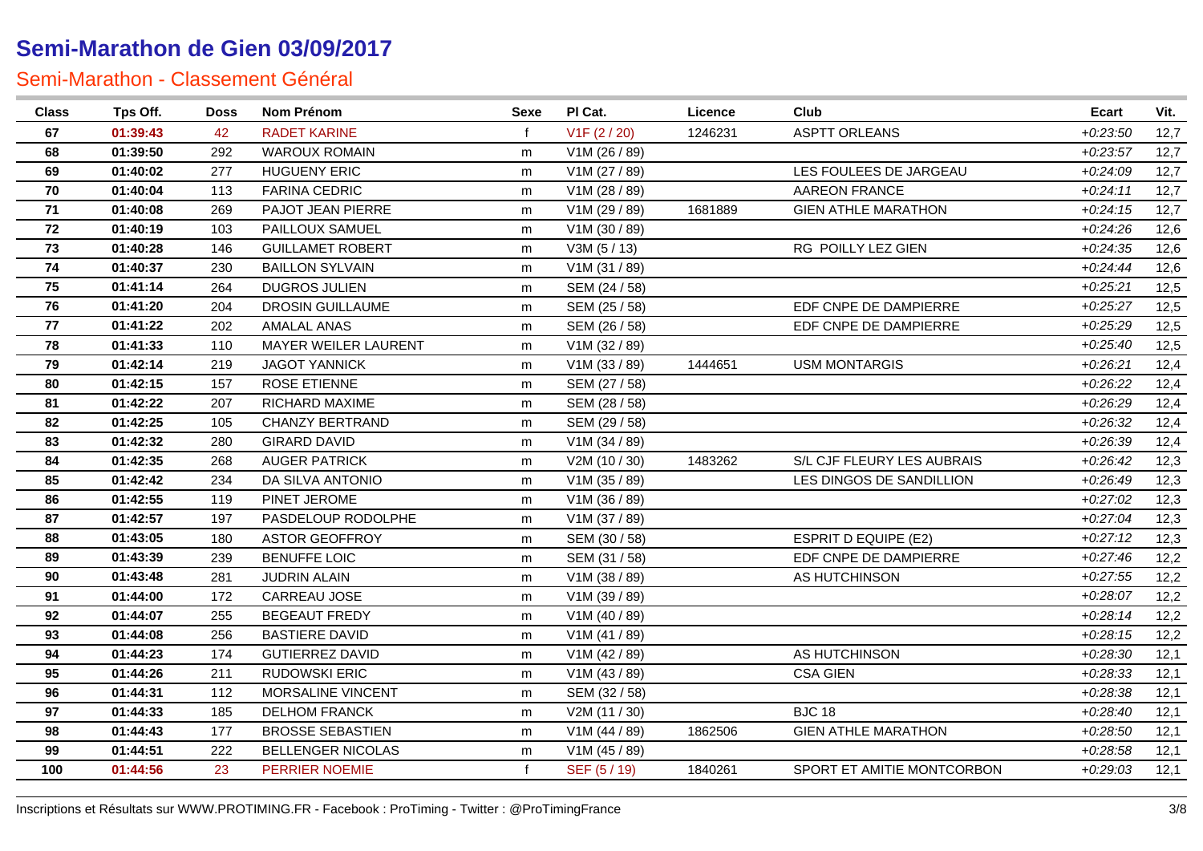# Semi-Marathon de Gien 03/09/2017

## Semi-Marathon - Classement Général

| Class | Tps Off. | Doss | Nom Prénom | Sexe | Pl Cat. | Licence | Club | Ecart | Vit. |
|---|---|---|---|---|---|---|---|---|---|
| 67 | 01:39:43 | 42 | RADET KARINE | f | V1F (2 / 20) | 1246231 | ASPTT ORLEANS | +0:23:50 | 12,7 |
| 68 | 01:39:50 | 292 | WAROUX ROMAIN | m | V1M (26 / 89) | | | +0:23:57 | 12,7 |
| 69 | 01:40:02 | 277 | HUGUENY ERIC | m | V1M (27 / 89) | | LES FOULEES DE JARGEAU | +0:24:09 | 12,7 |
| 70 | 01:40:04 | 113 | FARINA CEDRIC | m | V1M (28 / 89) | | AAREON FRANCE | +0:24:11 | 12,7 |
| 71 | 01:40:08 | 269 | PAJOT JEAN PIERRE | m | V1M (29 / 89) | 1681889 | GIEN ATHLE MARATHON | +0:24:15 | 12,7 |
| 72 | 01:40:19 | 103 | PAILLOUX SAMUEL | m | V1M (30 / 89) | | | +0:24:26 | 12,6 |
| 73 | 01:40:28 | 146 | GUILLAMET ROBERT | m | V3M (5 / 13) | | RG POILLY LEZ GIEN | +0:24:35 | 12,6 |
| 74 | 01:40:37 | 230 | BAILLON SYLVAIN | m | V1M (31 / 89) | | | +0:24:44 | 12,6 |
| 75 | 01:41:14 | 264 | DUGROS JULIEN | m | SEM (24 / 58) | | | +0:25:21 | 12,5 |
| 76 | 01:41:20 | 204 | DROSIN GUILLAUME | m | SEM (25 / 58) | | EDF CNPE DE DAMPIERRE | +0:25:27 | 12,5 |
| 77 | 01:41:22 | 202 | AMALAL ANAS | m | SEM (26 / 58) | | EDF CNPE DE DAMPIERRE | +0:25:29 | 12,5 |
| 78 | 01:41:33 | 110 | MAYER WEILER LAURENT | m | V1M (32 / 89) | | | +0:25:40 | 12,5 |
| 79 | 01:42:14 | 219 | JAGOT YANNICK | m | V1M (33 / 89) | 1444651 | USM MONTARGIS | +0:26:21 | 12,4 |
| 80 | 01:42:15 | 157 | ROSE ETIENNE | m | SEM (27 / 58) | | | +0:26:22 | 12,4 |
| 81 | 01:42:22 | 207 | RICHARD MAXIME | m | SEM (28 / 58) | | | +0:26:29 | 12,4 |
| 82 | 01:42:25 | 105 | CHANZY BERTRAND | m | SEM (29 / 58) | | | +0:26:32 | 12,4 |
| 83 | 01:42:32 | 280 | GIRARD DAVID | m | V1M (34 / 89) | | | +0:26:39 | 12,4 |
| 84 | 01:42:35 | 268 | AUGER PATRICK | m | V2M (10 / 30) | 1483262 | S/L CJF FLEURY LES AUBRAIS | +0:26:42 | 12,3 |
| 85 | 01:42:42 | 234 | DA SILVA ANTONIO | m | V1M (35 / 89) | | LES DINGOS DE SANDILLION | +0:26:49 | 12,3 |
| 86 | 01:42:55 | 119 | PINET JEROME | m | V1M (36 / 89) | | | +0:27:02 | 12,3 |
| 87 | 01:42:57 | 197 | PASDELOUP RODOLPHE | m | V1M (37 / 89) | | | +0:27:04 | 12,3 |
| 88 | 01:43:05 | 180 | ASTOR GEOFFROY | m | SEM (30 / 58) | | ESPRIT D EQUIPE (E2) | +0:27:12 | 12,3 |
| 89 | 01:43:39 | 239 | BENUFFE LOIC | m | SEM (31 / 58) | | EDF CNPE DE DAMPIERRE | +0:27:46 | 12,2 |
| 90 | 01:43:48 | 281 | JUDRIN ALAIN | m | V1M (38 / 89) | | AS HUTCHINSON | +0:27:55 | 12,2 |
| 91 | 01:44:00 | 172 | CARREAU JOSE | m | V1M (39 / 89) | | | +0:28:07 | 12,2 |
| 92 | 01:44:07 | 255 | BEGEAUT FREDY | m | V1M (40 / 89) | | | +0:28:14 | 12,2 |
| 93 | 01:44:08 | 256 | BASTIERE DAVID | m | V1M (41 / 89) | | | +0:28:15 | 12,2 |
| 94 | 01:44:23 | 174 | GUTIERREZ DAVID | m | V1M (42 / 89) | | AS HUTCHINSON | +0:28:30 | 12,1 |
| 95 | 01:44:26 | 211 | RUDOWSKI ERIC | m | V1M (43 / 89) | | CSA GIEN | +0:28:33 | 12,1 |
| 96 | 01:44:31 | 112 | MORSALINE VINCENT | m | SEM (32 / 58) | | | +0:28:38 | 12,1 |
| 97 | 01:44:33 | 185 | DELHOM FRANCK | m | V2M (11 / 30) | | BJC 18 | +0:28:40 | 12,1 |
| 98 | 01:44:43 | 177 | BROSSE SEBASTIEN | m | V1M (44 / 89) | 1862506 | GIEN ATHLE MARATHON | +0:28:50 | 12,1 |
| 99 | 01:44:51 | 222 | BELLENGER NICOLAS | m | V1M (45 / 89) | | | +0:28:58 | 12,1 |
| 100 | 01:44:56 | 23 | PERRIER NOEMIE | f | SEF (5 / 19) | 1840261 | SPORT ET AMITIE MONTCORBON | +0:29:03 | 12,1 |

Inscriptions et Résultats sur WWW.PROTIMING.FR - Facebook : ProTiming - Twitter : @ProTimingFrance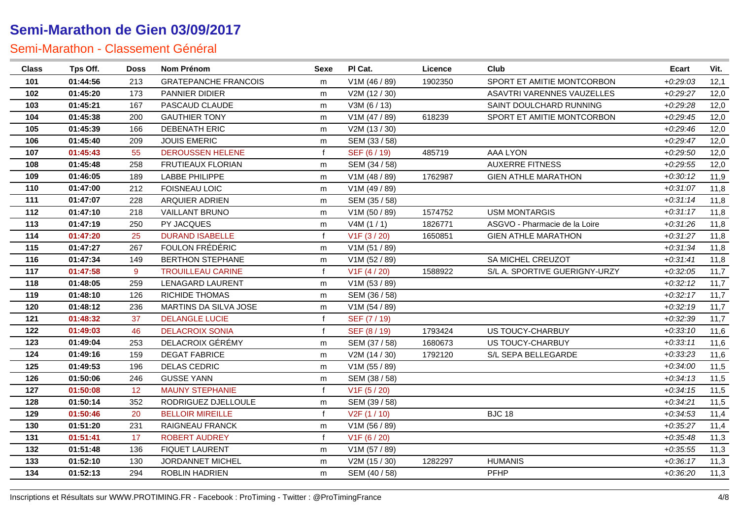# Semi-Marathon de Gien 03/09/2017

## Semi-Marathon - Classement Général

| Class | Tps Off. | Doss | Nom Prénom | Sexe | Pl Cat. | Licence | Club | Ecart | Vit. |
|---|---|---|---|---|---|---|---|---|---|
| 101 | 01:44:56 | 213 | GRATEPANCHE FRANCOIS | m | V1M (46 / 89) | 1902350 | SPORT ET AMITIE MONTCORBON | +0:29:03 | 12,1 |
| 102 | 01:45:20 | 173 | PANNIER DIDIER | m | V2M (12 / 30) | | ASAVTRI VARENNES VAUZELLES | +0:29:27 | 12,0 |
| 103 | 01:45:21 | 167 | PASCAUD CLAUDE | m | V3M (6 / 13) | | SAINT DOULCHARD RUNNING | +0:29:28 | 12,0 |
| 104 | 01:45:38 | 200 | GAUTHIER TONY | m | V1M (47 / 89) | 618239 | SPORT ET AMITIE MONTCORBON | +0:29:45 | 12,0 |
| 105 | 01:45:39 | 166 | DEBENATH ERIC | m | V2M (13 / 30) | | | +0:29:46 | 12,0 |
| 106 | 01:45:40 | 209 | JOUIS EMERIC | m | SEM (33 / 58) | | | +0:29:47 | 12,0 |
| 107 | 01:45:43 | 55 | DEROUSSEN HELENE | f | SEF (6 / 19) | 485719 | AAA LYON | +0:29:50 | 12,0 |
| 108 | 01:45:48 | 258 | FRUTIEAUX FLORIAN | m | SEM (34 / 58) | | AUXERRE FITNESS | +0:29:55 | 12,0 |
| 109 | 01:46:05 | 189 | LABBE PHILIPPE | m | V1M (48 / 89) | 1762987 | GIEN ATHLE MARATHON | +0:30:12 | 11,9 |
| 110 | 01:47:00 | 212 | FOISNEAU LOIC | m | V1M (49 / 89) | | | +0:31:07 | 11,8 |
| 111 | 01:47:07 | 228 | ARQUIER ADRIEN | m | SEM (35 / 58) | | | +0:31:14 | 11,8 |
| 112 | 01:47:10 | 218 | VAILLANT BRUNO | m | V1M (50 / 89) | 1574752 | USM MONTARGIS | +0:31:17 | 11,8 |
| 113 | 01:47:19 | 250 | PY JACQUES | m | V4M (1 / 1) | 1826771 | ASGVO - Pharmacie de la Loire | +0:31:26 | 11,8 |
| 114 | 01:47:20 | 25 | DURAND ISABELLE | f | V1F (3 / 20) | 1650851 | GIEN ATHLE MARATHON | +0:31:27 | 11,8 |
| 115 | 01:47:27 | 267 | FOULON FRÉDÉRIC | m | V1M (51 / 89) | | | +0:31:34 | 11,8 |
| 116 | 01:47:34 | 149 | BERTHON STEPHANE | m | V1M (52 / 89) | | SA MICHEL CREUZOT | +0:31:41 | 11,8 |
| 117 | 01:47:58 | 9 | TROUILLEAU CARINE | f | V1F (4 / 20) | 1588922 | S/L A. SPORTIVE GUERIGNY-URZY | +0:32:05 | 11,7 |
| 118 | 01:48:05 | 259 | LENAGARD LAURENT | m | V1M (53 / 89) | | | +0:32:12 | 11,7 |
| 119 | 01:48:10 | 126 | RICHIDE THOMAS | m | SEM (36 / 58) | | | +0:32:17 | 11,7 |
| 120 | 01:48:12 | 236 | MARTINS DA SILVA JOSE | m | V1M (54 / 89) | | | +0:32:19 | 11,7 |
| 121 | 01:48:32 | 37 | DELANGLE LUCIE | f | SEF (7 / 19) | | | +0:32:39 | 11,7 |
| 122 | 01:49:03 | 46 | DELACROIX SONIA | f | SEF (8 / 19) | 1793424 | US TOUCY-CHARBUY | +0:33:10 | 11,6 |
| 123 | 01:49:04 | 253 | DELACROIX GÉRÉMY | m | SEM (37 / 58) | 1680673 | US TOUCY-CHARBUY | +0:33:11 | 11,6 |
| 124 | 01:49:16 | 159 | DEGAT FABRICE | m | V2M (14 / 30) | 1792120 | S/L SEPA BELLEGARDE | +0:33:23 | 11,6 |
| 125 | 01:49:53 | 196 | DELAS CEDRIC | m | V1M (55 / 89) | | | +0:34:00 | 11,5 |
| 126 | 01:50:06 | 246 | GUSSE YANN | m | SEM (38 / 58) | | | +0:34:13 | 11,5 |
| 127 | 01:50:08 | 12 | MAUNY STEPHANIE | f | V1F (5 / 20) | | | +0:34:15 | 11,5 |
| 128 | 01:50:14 | 352 | RODRIGUEZ DJELLOULE | m | SEM (39 / 58) | | | +0:34:21 | 11,5 |
| 129 | 01:50:46 | 20 | BELLOIR MIREILLE | f | V2F (1 / 10) | | BJC 18 | +0:34:53 | 11,4 |
| 130 | 01:51:20 | 231 | RAIGNEAU FRANCK | m | V1M (56 / 89) | | | +0:35:27 | 11,4 |
| 131 | 01:51:41 | 17 | ROBERT AUDREY | f | V1F (6 / 20) | | | +0:35:48 | 11,3 |
| 132 | 01:51:48 | 136 | FIQUET LAURENT | m | V1M (57 / 89) | | | +0:35:55 | 11,3 |
| 133 | 01:52:10 | 130 | JORDANNET MICHEL | m | V2M (15 / 30) | 1282297 | HUMANIS | +0:36:17 | 11,3 |
| 134 | 01:52:13 | 294 | ROBLIN HADRIEN | m | SEM (40 / 58) | | PFHP | +0:36:20 | 11,3 |

Inscriptions et Résultats sur WWW.PROTIMING.FR - Facebook : ProTiming - Twitter : @ProTimingFrance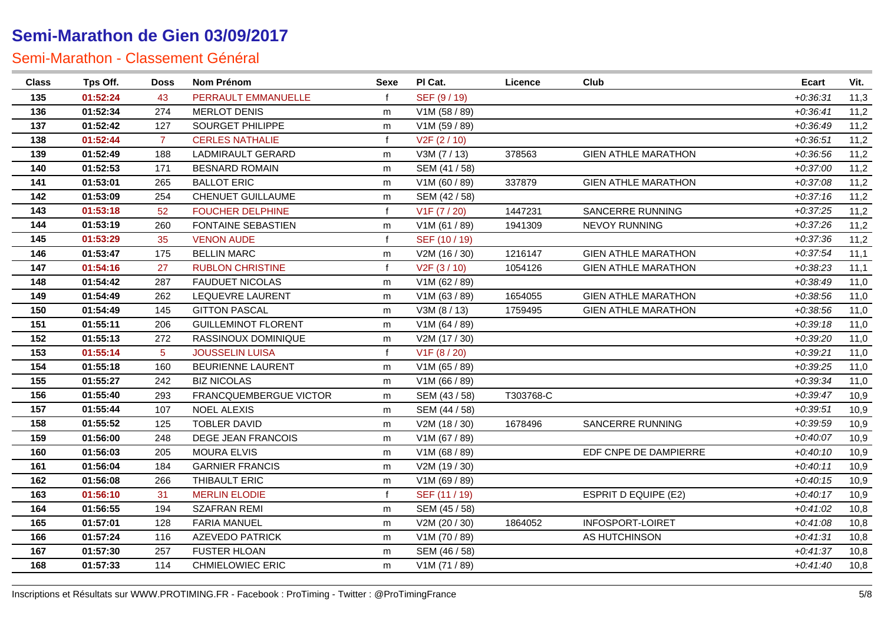# Semi-Marathon de Gien 03/09/2017

## Semi-Marathon - Classement Général

| Class | Tps Off. | Doss | Nom Prénom | Sexe | Pl Cat. | Licence | Club | Ecart | Vit. |
|---|---|---|---|---|---|---|---|---|---|
| 135 | 01:52:24 | 43 | PERRAULT EMMANUELLE | f | SEF (9 / 19) | | | +0:36:31 | 11,3 |
| 136 | 01:52:34 | 274 | MERLOT DENIS | m | V1M (58 / 89) | | | +0:36:41 | 11,2 |
| 137 | 01:52:42 | 127 | SOURGET PHILIPPE | m | V1M (59 / 89) | | | +0:36:49 | 11,2 |
| 138 | 01:52:44 | 7 | CERLES NATHALIE | f | V2F (2 / 10) | | | +0:36:51 | 11,2 |
| 139 | 01:52:49 | 188 | LADMIRAULT GERARD | m | V3M (7 / 13) | 378563 | GIEN ATHLE MARATHON | +0:36:56 | 11,2 |
| 140 | 01:52:53 | 171 | BESNARD ROMAIN | m | SEM (41 / 58) | | | +0:37:00 | 11,2 |
| 141 | 01:53:01 | 265 | BALLOT ERIC | m | V1M (60 / 89) | 337879 | GIEN ATHLE MARATHON | +0:37:08 | 11,2 |
| 142 | 01:53:09 | 254 | CHENUET GUILLAUME | m | SEM (42 / 58) | | | +0:37:16 | 11,2 |
| 143 | 01:53:18 | 52 | FOUCHER DELPHINE | f | V1F (7 / 20) | 1447231 | SANCERRE RUNNING | +0:37:25 | 11,2 |
| 144 | 01:53:19 | 260 | FONTAINE SEBASTIEN | m | V1M (61 / 89) | 1941309 | NEVOY RUNNING | +0:37:26 | 11,2 |
| 145 | 01:53:29 | 35 | VENON AUDE | f | SEF (10 / 19) | | | +0:37:36 | 11,2 |
| 146 | 01:53:47 | 175 | BELLIN MARC | m | V2M (16 / 30) | 1216147 | GIEN ATHLE MARATHON | +0:37:54 | 11,1 |
| 147 | 01:54:16 | 27 | RUBLON CHRISTINE | f | V2F (3 / 10) | 1054126 | GIEN ATHLE MARATHON | +0:38:23 | 11,1 |
| 148 | 01:54:42 | 287 | FAUDUET NICOLAS | m | V1M (62 / 89) | | | +0:38:49 | 11,0 |
| 149 | 01:54:49 | 262 | LEQUEVRE LAURENT | m | V1M (63 / 89) | 1654055 | GIEN ATHLE MARATHON | +0:38:56 | 11,0 |
| 150 | 01:54:49 | 145 | GITTON PASCAL | m | V3M (8 / 13) | 1759495 | GIEN ATHLE MARATHON | +0:38:56 | 11,0 |
| 151 | 01:55:11 | 206 | GUILLEMINOT FLORENT | m | V1M (64 / 89) | | | +0:39:18 | 11,0 |
| 152 | 01:55:13 | 272 | RASSINOUX DOMINIQUE | m | V2M (17 / 30) | | | +0:39:20 | 11,0 |
| 153 | 01:55:14 | 5 | JOUSSELIN LUISA | f | V1F (8 / 20) | | | +0:39:21 | 11,0 |
| 154 | 01:55:18 | 160 | BEURIENNE LAURENT | m | V1M (65 / 89) | | | +0:39:25 | 11,0 |
| 155 | 01:55:27 | 242 | BIZ NICOLAS | m | V1M (66 / 89) | | | +0:39:34 | 11,0 |
| 156 | 01:55:40 | 293 | FRANCQUEMBERGUE VICTOR | m | SEM (43 / 58) | T303768-C | | +0:39:47 | 10,9 |
| 157 | 01:55:44 | 107 | NOEL ALEXIS | m | SEM (44 / 58) | | | +0:39:51 | 10,9 |
| 158 | 01:55:52 | 125 | TOBLER DAVID | m | V2M (18 / 30) | 1678496 | SANCERRE RUNNING | +0:39:59 | 10,9 |
| 159 | 01:56:00 | 248 | DEGE JEAN FRANCOIS | m | V1M (67 / 89) | | | +0:40:07 | 10,9 |
| 160 | 01:56:03 | 205 | MOURA ELVIS | m | V1M (68 / 89) | | EDF CNPE DE DAMPIERRE | +0:40:10 | 10,9 |
| 161 | 01:56:04 | 184 | GARNIER FRANCIS | m | V2M (19 / 30) | | | +0:40:11 | 10,9 |
| 162 | 01:56:08 | 266 | THIBAULT ERIC | m | V1M (69 / 89) | | | +0:40:15 | 10,9 |
| 163 | 01:56:10 | 31 | MERLIN ELODIE | f | SEF (11 / 19) | | ESPRIT D EQUIPE (E2) | +0:40:17 | 10,9 |
| 164 | 01:56:55 | 194 | SZAFRAN REMI | m | SEM (45 / 58) | | | +0:41:02 | 10,8 |
| 165 | 01:57:01 | 128 | FARIA MANUEL | m | V2M (20 / 30) | 1864052 | INFOSPORT-LOIRET | +0:41:08 | 10,8 |
| 166 | 01:57:24 | 116 | AZEVEDO PATRICK | m | V1M (70 / 89) | | AS HUTCHINSON | +0:41:31 | 10,8 |
| 167 | 01:57:30 | 257 | FUSTER HLOAN | m | SEM (46 / 58) | | | +0:41:37 | 10,8 |
| 168 | 01:57:33 | 114 | CHMIELOWIEC ERIC | m | V1M (71 / 89) | | | +0:41:40 | 10,8 |

Inscriptions et Résultats sur WWW.PROTIMING.FR - Facebook : ProTiming - Twitter : @ProTimingFrance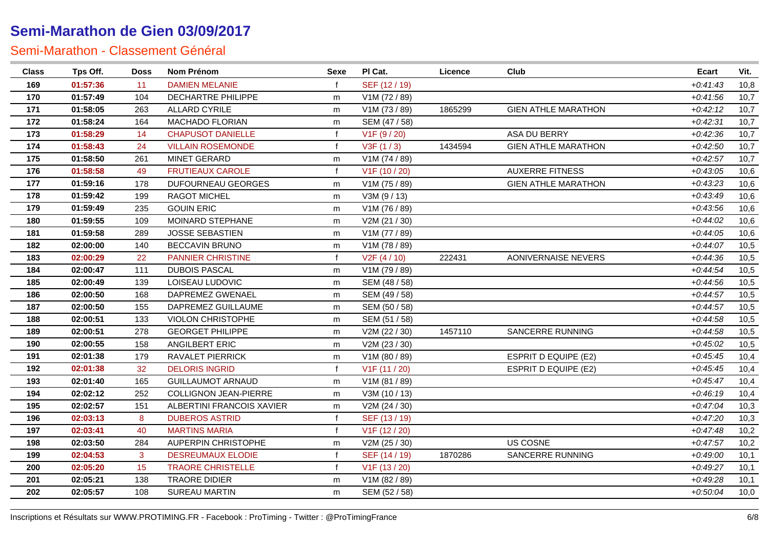# Semi-Marathon de Gien 03/09/2017

## Semi-Marathon - Classement Général

| Class | Tps Off. | Doss | Nom Prénom | Sexe | Pl Cat. | Licence | Club | Ecart | Vit. |
|---|---|---|---|---|---|---|---|---|---|
| 169 | 01:57:36 | 11 | DAMIEN MELANIE | f | SEF (12 / 19) | | | +0:41:43 | 10,8 |
| 170 | 01:57:49 | 104 | DECHARTRE PHILIPPE | m | V1M (72 / 89) | | | +0:41:56 | 10,7 |
| 171 | 01:58:05 | 263 | ALLARD CYRILE | m | V1M (73 / 89) | 1865299 | GIEN ATHLE MARATHON | +0:42:12 | 10,7 |
| 172 | 01:58:24 | 164 | MACHADO FLORIAN | m | SEM (47 / 58) | | | +0:42:31 | 10,7 |
| 173 | 01:58:29 | 14 | CHAPUSOT DANIELLE | f | V1F (9 / 20) | | ASA DU BERRY | +0:42:36 | 10,7 |
| 174 | 01:58:43 | 24 | VILLAIN ROSEMONDE | f | V3F (1 / 3) | 1434594 | GIEN ATHLE MARATHON | +0:42:50 | 10,7 |
| 175 | 01:58:50 | 261 | MINET GERARD | m | V1M (74 / 89) | | | +0:42:57 | 10,7 |
| 176 | 01:58:58 | 49 | FRUTIEAUX CAROLE | f | V1F (10 / 20) | | AUXERRE FITNESS | +0:43:05 | 10,6 |
| 177 | 01:59:16 | 178 | DUFOURNEAU GEORGES | m | V1M (75 / 89) | | GIEN ATHLE MARATHON | +0:43:23 | 10,6 |
| 178 | 01:59:42 | 199 | RAGOT MICHEL | m | V3M (9 / 13) | | | +0:43:49 | 10,6 |
| 179 | 01:59:49 | 235 | GOUIN ERIC | m | V1M (76 / 89) | | | +0:43:56 | 10,6 |
| 180 | 01:59:55 | 109 | MOINARD STEPHANE | m | V2M (21 / 30) | | | +0:44:02 | 10,6 |
| 181 | 01:59:58 | 289 | JOSSE SEBASTIEN | m | V1M (77 / 89) | | | +0:44:05 | 10,6 |
| 182 | 02:00:00 | 140 | BECCAVIN BRUNO | m | V1M (78 / 89) | | | +0:44:07 | 10,5 |
| 183 | 02:00:29 | 22 | PANNIER CHRISTINE | f | V2F (4 / 10) | 222431 | AONIVERNAISE NEVERS | +0:44:36 | 10,5 |
| 184 | 02:00:47 | 111 | DUBOIS PASCAL | m | V1M (79 / 89) | | | +0:44:54 | 10,5 |
| 185 | 02:00:49 | 139 | LOISEAU LUDOVIC | m | SEM (48 / 58) | | | +0:44:56 | 10,5 |
| 186 | 02:00:50 | 168 | DAPREMEZ GWENAEL | m | SEM (49 / 58) | | | +0:44:57 | 10,5 |
| 187 | 02:00:50 | 155 | DAPREMEZ GUILLAUME | m | SEM (50 / 58) | | | +0:44:57 | 10,5 |
| 188 | 02:00:51 | 133 | VIOLON CHRISTOPHE | m | SEM (51 / 58) | | | +0:44:58 | 10,5 |
| 189 | 02:00:51 | 278 | GEORGET PHILIPPE | m | V2M (22 / 30) | 1457110 | SANCERRE RUNNING | +0:44:58 | 10,5 |
| 190 | 02:00:55 | 158 | ANGILBERT ERIC | m | V2M (23 / 30) | | | +0:45:02 | 10,5 |
| 191 | 02:01:38 | 179 | RAVALET PIERRICK | m | V1M (80 / 89) | | ESPRIT D EQUIPE (E2) | +0:45:45 | 10,4 |
| 192 | 02:01:38 | 32 | DELORIS INGRID | f | V1F (11 / 20) | | ESPRIT D EQUIPE (E2) | +0:45:45 | 10,4 |
| 193 | 02:01:40 | 165 | GUILLAUMOT ARNAUD | m | V1M (81 / 89) | | | +0:45:47 | 10,4 |
| 194 | 02:02:12 | 252 | COLLIGNON JEAN-PIERRE | m | V3M (10 / 13) | | | +0:46:19 | 10,4 |
| 195 | 02:02:57 | 151 | ALBERTINI FRANCOIS XAVIER | m | V2M (24 / 30) | | | +0:47:04 | 10,3 |
| 196 | 02:03:13 | 8 | DUBEROS ASTRID | f | SEF (13 / 19) | | | +0:47:20 | 10,3 |
| 197 | 02:03:41 | 40 | MARTINS MARIA | f | V1F (12 / 20) | | | +0:47:48 | 10,2 |
| 198 | 02:03:50 | 284 | AUPERPIN CHRISTOPHE | m | V2M (25 / 30) | | US COSNE | +0:47:57 | 10,2 |
| 199 | 02:04:53 | 3 | DESREUMAUX ELODIE | f | SEF (14 / 19) | 1870286 | SANCERRE RUNNING | +0:49:00 | 10,1 |
| 200 | 02:05:20 | 15 | TRAORE CHRISTELLE | f | V1F (13 / 20) | | | +0:49:27 | 10,1 |
| 201 | 02:05:21 | 138 | TRAORE DIDIER | m | V1M (82 / 89) | | | +0:49:28 | 10,1 |
| 202 | 02:05:57 | 108 | SUREAU MARTIN | m | SEM (52 / 58) | | | +0:50:04 | 10,0 |

Inscriptions et Résultats sur WWW.PROTIMING.FR - Facebook : ProTiming - Twitter : @ProTimingFrance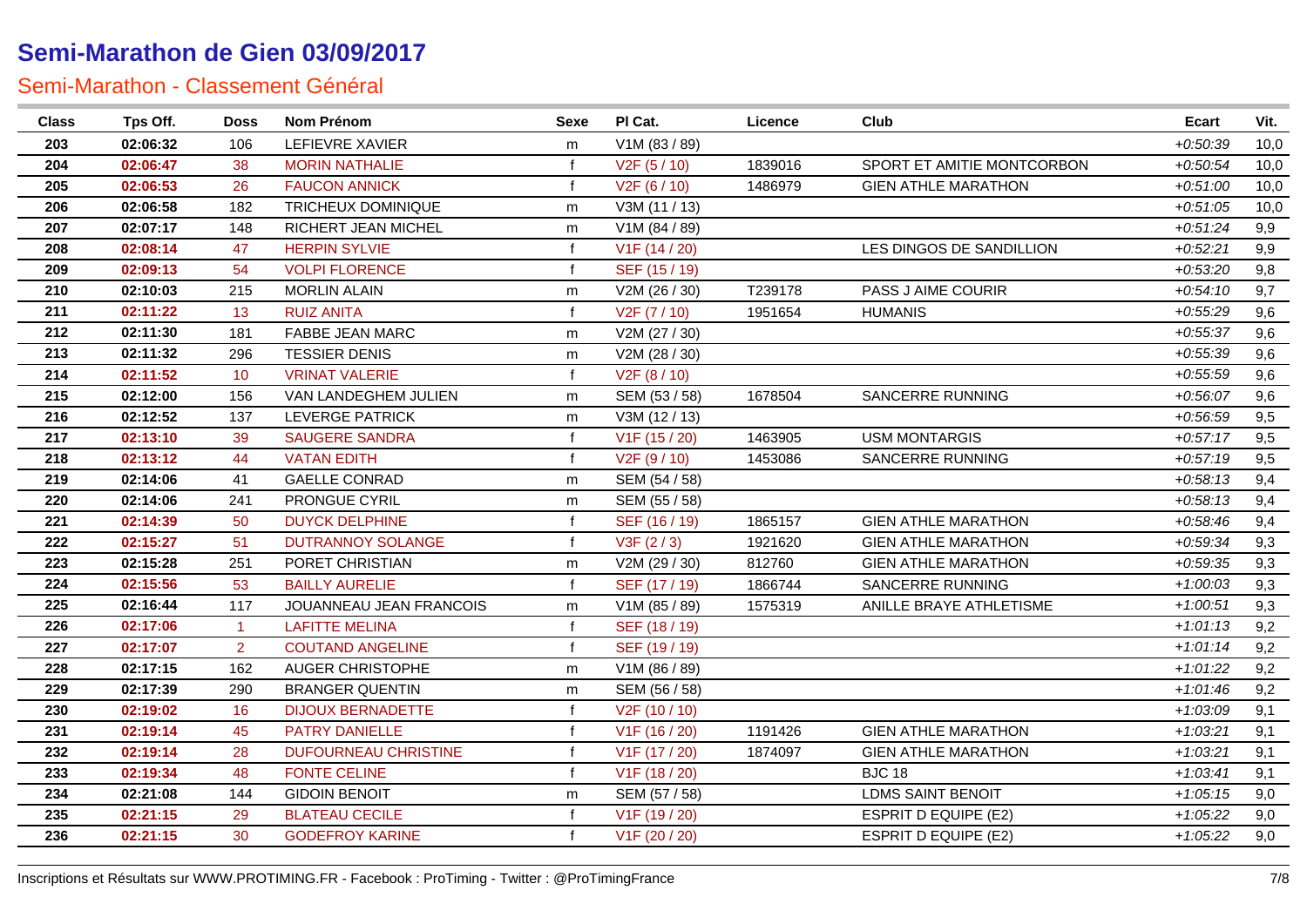# Semi-Marathon de Gien 03/09/2017

## Semi-Marathon - Classement Général

| Class | Tps Off. | Doss | Nom Prénom | Sexe | Pl Cat. | Licence | Club | Ecart | Vit. |
|---|---|---|---|---|---|---|---|---|---|
| 203 | 02:06:32 | 106 | LEFIEVRE XAVIER | m | V1M (83 / 89) | | | +0:50:39 | 10,0 |
| 204 | 02:06:47 | 38 | MORIN NATHALIE | f | V2F (5 / 10) | 1839016 | SPORT ET AMITIE MONTCORBON | +0:50:54 | 10,0 |
| 205 | 02:06:53 | 26 | FAUCON ANNICK | f | V2F (6 / 10) | 1486979 | GIEN ATHLE MARATHON | +0:51:00 | 10,0 |
| 206 | 02:06:58 | 182 | TRICHEUX DOMINIQUE | m | V3M (11 / 13) | | | +0:51:05 | 10,0 |
| 207 | 02:07:17 | 148 | RICHERT JEAN MICHEL | m | V1M (84 / 89) | | | +0:51:24 | 9,9 |
| 208 | 02:08:14 | 47 | HERPIN SYLVIE | f | V1F (14 / 20) | | LES DINGOS DE SANDILLION | +0:52:21 | 9,9 |
| 209 | 02:09:13 | 54 | VOLPI FLORENCE | f | SEF (15 / 19) | | | +0:53:20 | 9,8 |
| 210 | 02:10:03 | 215 | MORLIN ALAIN | m | V2M (26 / 30) | T239178 | PASS J AIME COURIR | +0:54:10 | 9,7 |
| 211 | 02:11:22 | 13 | RUIZ ANITA | f | V2F (7 / 10) | 1951654 | HUMANIS | +0:55:29 | 9,6 |
| 212 | 02:11:30 | 181 | FABBE JEAN MARC | m | V2M (27 / 30) | | | +0:55:37 | 9,6 |
| 213 | 02:11:32 | 296 | TESSIER DENIS | m | V2M (28 / 30) | | | +0:55:39 | 9,6 |
| 214 | 02:11:52 | 10 | VRINAT VALERIE | f | V2F (8 / 10) | | | +0:55:59 | 9,6 |
| 215 | 02:12:00 | 156 | VAN LANDEGHEM JULIEN | m | SEM (53 / 58) | 1678504 | SANCERRE RUNNING | +0:56:07 | 9,6 |
| 216 | 02:12:52 | 137 | LEVERGE PATRICK | m | V3M (12 / 13) | | | +0:56:59 | 9,5 |
| 217 | 02:13:10 | 39 | SAUGERE SANDRA | f | V1F (15 / 20) | 1463905 | USM MONTARGIS | +0:57:17 | 9,5 |
| 218 | 02:13:12 | 44 | VATAN EDITH | f | V2F (9 / 10) | 1453086 | SANCERRE RUNNING | +0:57:19 | 9,5 |
| 219 | 02:14:06 | 41 | GAELLE CONRAD | m | SEM (54 / 58) | | | +0:58:13 | 9,4 |
| 220 | 02:14:06 | 241 | PRONGUE CYRIL | m | SEM (55 / 58) | | | +0:58:13 | 9,4 |
| 221 | 02:14:39 | 50 | DUYCK DELPHINE | f | SEF (16 / 19) | 1865157 | GIEN ATHLE MARATHON | +0:58:46 | 9,4 |
| 222 | 02:15:27 | 51 | DUTRANNOY SOLANGE | f | V3F (2 / 3) | 1921620 | GIEN ATHLE MARATHON | +0:59:34 | 9,3 |
| 223 | 02:15:28 | 251 | PORET CHRISTIAN | m | V2M (29 / 30) | 812760 | GIEN ATHLE MARATHON | +0:59:35 | 9,3 |
| 224 | 02:15:56 | 53 | BAILLY AURELIE | f | SEF (17 / 19) | 1866744 | SANCERRE RUNNING | +1:00:03 | 9,3 |
| 225 | 02:16:44 | 117 | JOUANNEAU JEAN FRANCOIS | m | V1M (85 / 89) | 1575319 | ANILLE BRAYE ATHLETISME | +1:00:51 | 9,3 |
| 226 | 02:17:06 | 1 | LAFITTE MELINA | f | SEF (18 / 19) | | | +1:01:13 | 9,2 |
| 227 | 02:17:07 | 2 | COUTAND ANGELINE | f | SEF (19 / 19) | | | +1:01:14 | 9,2 |
| 228 | 02:17:15 | 162 | AUGER CHRISTOPHE | m | V1M (86 / 89) | | | +1:01:22 | 9,2 |
| 229 | 02:17:39 | 290 | BRANGER QUENTIN | m | SEM (56 / 58) | | | +1:01:46 | 9,2 |
| 230 | 02:19:02 | 16 | DIJOUX BERNADETTE | f | V2F (10 / 10) | | | +1:03:09 | 9,1 |
| 231 | 02:19:14 | 45 | PATRY DANIELLE | f | V1F (16 / 20) | 1191426 | GIEN ATHLE MARATHON | +1:03:21 | 9,1 |
| 232 | 02:19:14 | 28 | DUFOURNEAU CHRISTINE | f | V1F (17 / 20) | 1874097 | GIEN ATHLE MARATHON | +1:03:21 | 9,1 |
| 233 | 02:19:34 | 48 | FONTE CELINE | f | V1F (18 / 20) | | BJC 18 | +1:03:41 | 9,1 |
| 234 | 02:21:08 | 144 | GIDOIN BENOIT | m | SEM (57 / 58) | | LDMS SAINT BENOIT | +1:05:15 | 9,0 |
| 235 | 02:21:15 | 29 | BLATEAU CECILE | f | V1F (19 / 20) | | ESPRIT D EQUIPE (E2) | +1:05:22 | 9,0 |
| 236 | 02:21:15 | 30 | GODEFROY KARINE | f | V1F (20 / 20) | | ESPRIT D EQUIPE (E2) | +1:05:22 | 9,0 |

Inscriptions et Résultats sur WWW.PROTIMING.FR - Facebook : ProTiming - Twitter : @ProTimingFrance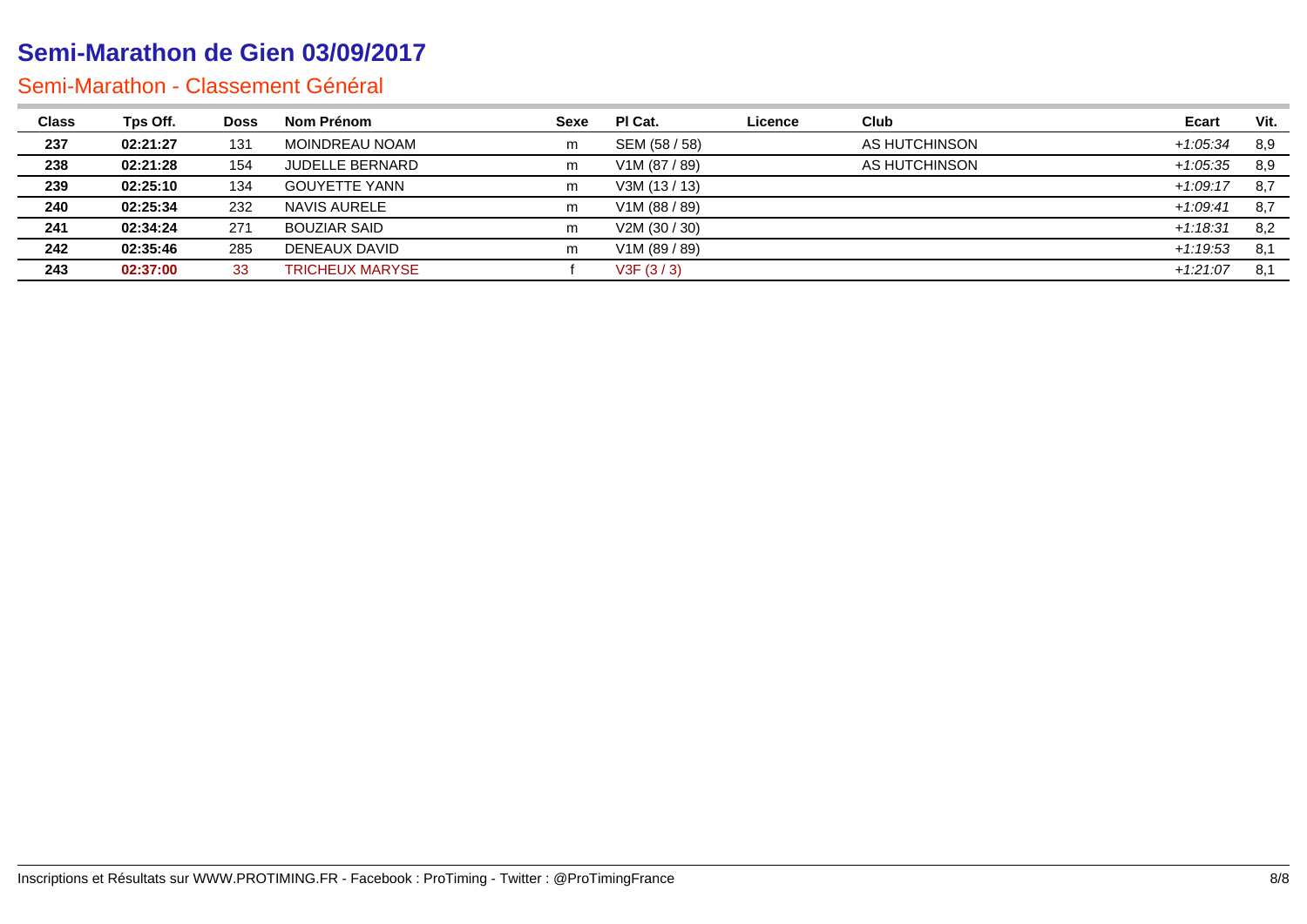# Semi-Marathon de Gien 03/09/2017

## Semi-Marathon - Classement Général

| Class | Tps Off. | Doss | Nom Prénom | Sexe | Pl Cat. | Licence | Club | Ecart | Vit. |
|---|---|---|---|---|---|---|---|---|---|
| 237 | 02:21:27 | 131 | MOINDREAU NOAM | m | SEM (58 / 58) | | AS HUTCHINSON | +1:05:34 | 8,9 |
| 238 | 02:21:28 | 154 | JUDELLE BERNARD | m | V1M (87 / 89) | | AS HUTCHINSON | +1:05:35 | 8,9 |
| 239 | 02:25:10 | 134 | GOUYETTE YANN | m | V3M (13 / 13) | | | +1:09:17 | 8,7 |
| 240 | 02:25:34 | 232 | NAVIS AURELE | m | V1M (88 / 89) | | | +1:09:41 | 8,7 |
| 241 | 02:34:24 | 271 | BOUZIAR SAID | m | V2M (30 / 30) | | | +1:18:31 | 8,2 |
| 242 | 02:35:46 | 285 | DENEAUX DAVID | m | V1M (89 / 89) | | | +1:19:53 | 8,1 |
| 243 | 02:37:00 | 33 | TRICHEUX MARYSE | f | V3F (3 / 3) | | | +1:21:07 | 8,1 |

Inscriptions et Résultats sur WWW.PROTIMING.FR - Facebook : ProTiming - Twitter : @ProTimingFrance